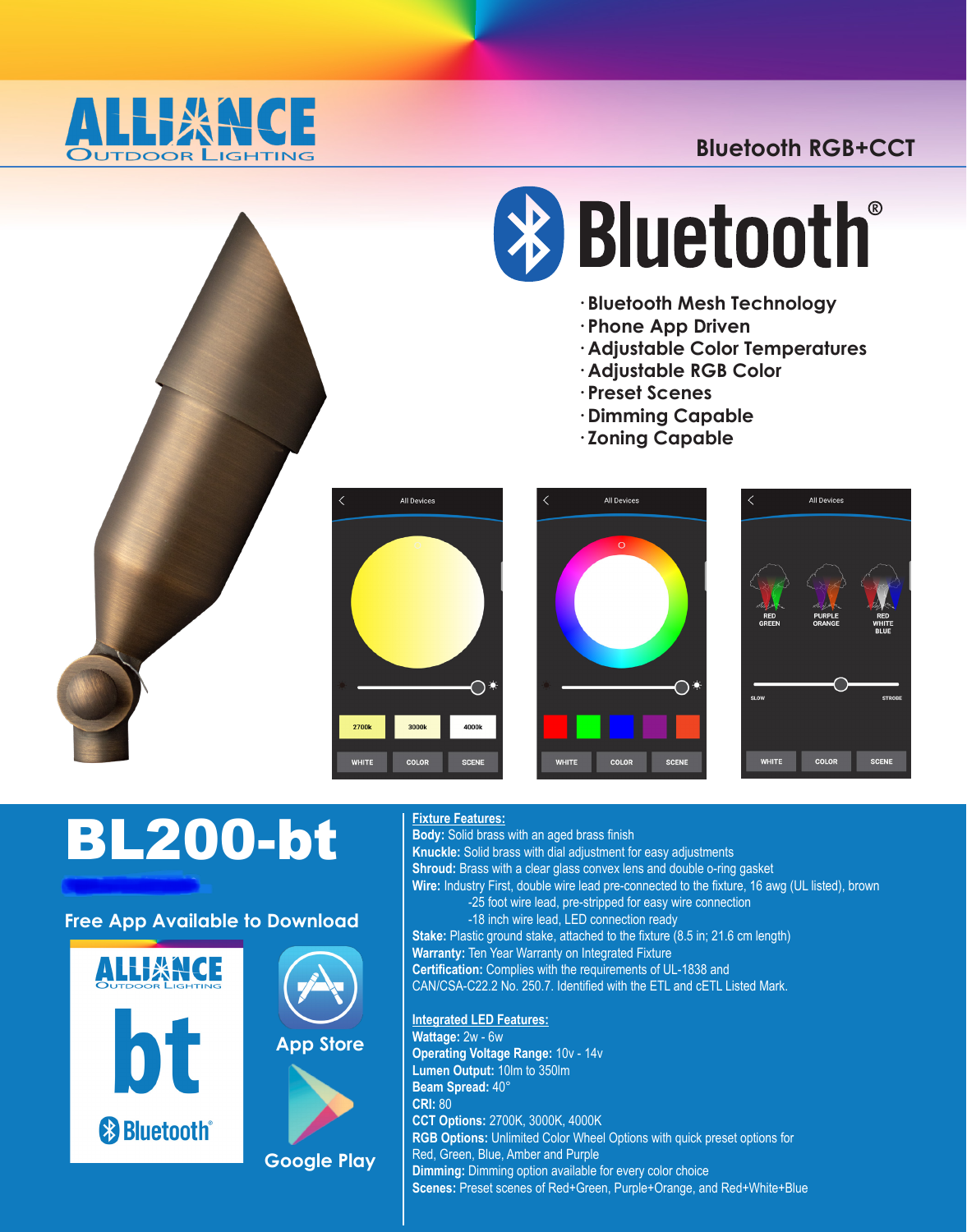# ALLIANCE Outdoor Lighting

**Bluetooth RGB+CCT**

## Bluetooth®

- Bluetooth Mesh Technology
- Phone App Driven
- Adjustable Color Temperatures
- Adjustable RGB Color
- Preset Scenes
- Dimming Capable
- Zoning Capable

All Devices

2700k | 3000k | 4000k

WHITE | COLOR | SCENE

RED GREEN | PURPLE ORANGE | RED WHITE BLUE

SLOW | STROBE

# BL200-bt

**Free App Available to Download**

ALLIANCE Outdoor Lighting bt Bluetooth®

App Store

Google Play

**Fixture Features:**

**Body:** Solid brass with an aged brass finish
**Knuckle:** Solid brass with dial adjustment for easy adjustments
**Shroud:** Brass with a clear glass convex lens and double o-ring gasket
**Wire:** Industry First, double wire lead pre-connected to the fixture, 16 awg (UL listed), brown
-25 foot wire lead, pre-stripped for easy wire connection
-18 inch wire lead, LED connection ready
**Stake:** Plastic ground stake, attached to the fixture (8.5 in; 21.6 cm length)
**Warranty:** Ten Year Warranty on Integrated Fixture
**Certification:** Complies with the requirements of UL-1838 and CAN/CSA-C22.2 No. 250.7. Identified with the ETL and cETL Listed Mark.

**Integrated LED Features:**

**Wattage:** 2w - 6w
**Operating Voltage Range:** 10v - 14v
**Lumen Output:** 10lm to 350lm
**Beam Spread:** 40°
**CRI:** 80
**CCT Options:** 2700K, 3000K, 4000K
**RGB Options:** Unlimited Color Wheel Options with quick preset options for Red, Green, Blue, Amber and Purple
**Dimming:** Dimming option available for every color choice
**Scenes:** Preset scenes of Red+Green, Purple+Orange, and Red+White+Blue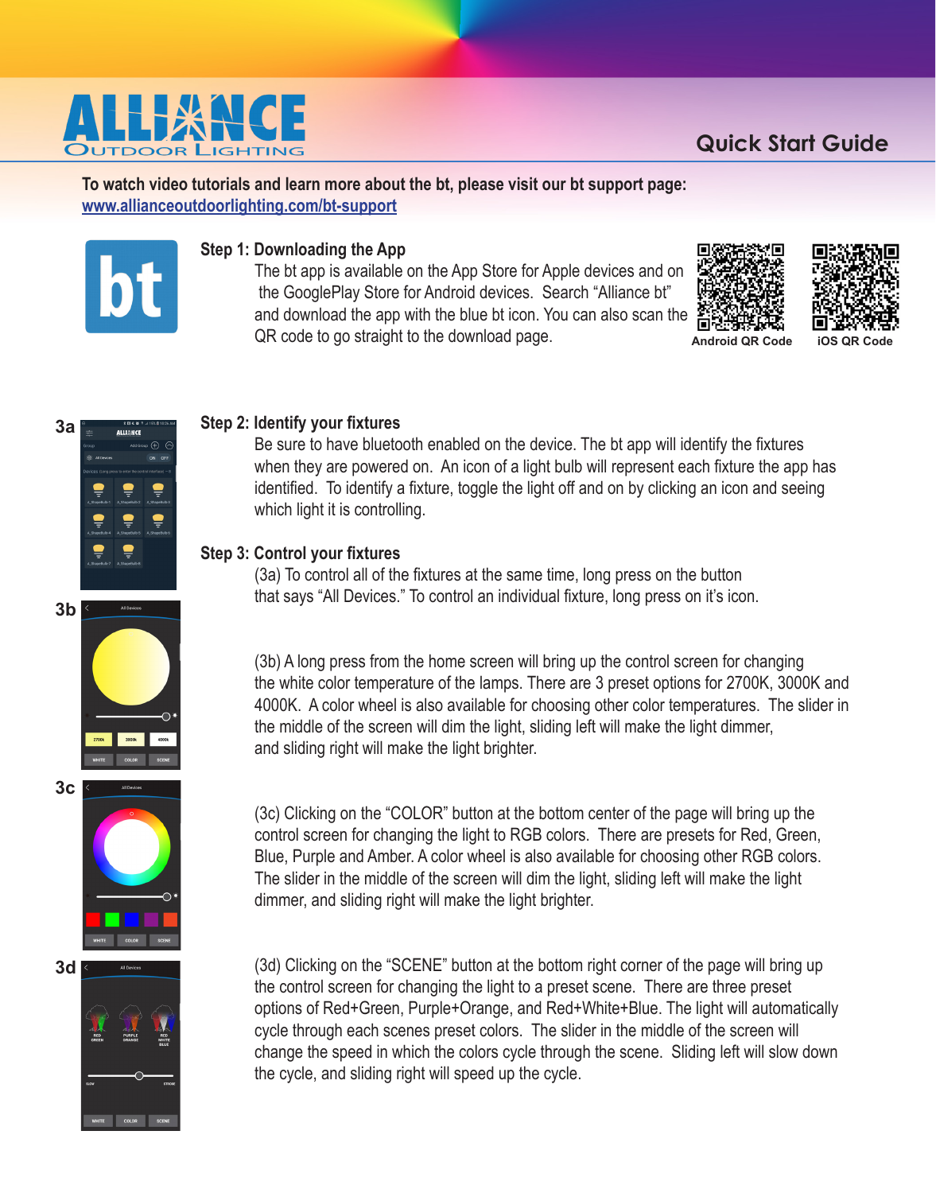# ALLIANCE OUTDOOR LIGHTING

## Quick Start Guide

**To watch video tutorials and learn more about the bt, please visit our bt support page:**
**www.allianceoutdoorlighting.com/bt-support**

### Step 1: Downloading the App

The bt app is available on the App Store for Apple devices and on the GooglePlay Store for Android devices. Search "Alliance bt" and download the app with the blue bt icon. You can also scan the QR code to go straight to the download page.

Android QR Code

iOS QR Code

### Step 2: Identify your fixtures

Be sure to have bluetooth enabled on the device. The bt app will identify the fixtures when they are powered on. An icon of a light bulb will represent each fixture the app has identified. To identify a fixture, toggle the light off and on by clicking an icon and seeing which light it is controlling.

### Step 3: Control your fixtures

**3a**

(3a) To control all of the fixtures at the same time, long press on the button that says "All Devices." To control an individual fixture, long press on it's icon.

**3b**

(3b) A long press from the home screen will bring up the control screen for changing the white color temperature of the lamps. There are 3 preset options for 2700K, 3000K and 4000K. A color wheel is also available for choosing other color temperatures. The slider in the middle of the screen will dim the light, sliding left will make the light dimmer, and sliding right will make the light brighter.

**3c**

(3c) Clicking on the "COLOR" button at the bottom center of the page will bring up the control screen for changing the light to RGB colors. There are presets for Red, Green, Blue, Purple and Amber. A color wheel is also available for choosing other RGB colors. The slider in the middle of the screen will dim the light, sliding left will make the light dimmer, and sliding right will make the light brighter.

**3d**

(3d) Clicking on the "SCENE" button at the bottom right corner of the page will bring up the control screen for changing the light to a preset scene. There are three preset options of Red+Green, Purple+Orange, and Red+White+Blue. The light will automatically cycle through each scenes preset colors. The slider in the middle of the screen will change the speed in which the colors cycle through the scene. Sliding left will slow down the cycle, and sliding right will speed up the cycle.